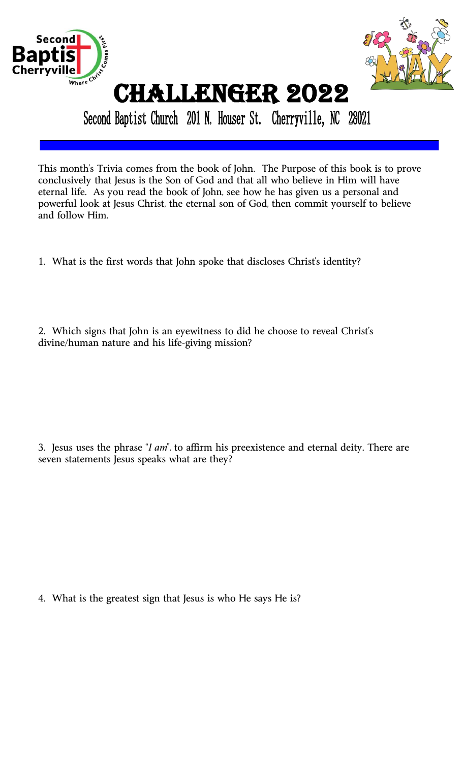# Challenger 2022

Second Baptist Church 201 N. Houser St. Cherryville, NC 28021

This month's Trivia comes from the book of John. The Purpose of this book is to prove conclusively that Jesus is the Son of God and that all who believe in Him will have eternal life. As you read the book of John, see how he has given us a personal and powerful look at Jesus Christ, the eternal son of God, then commit yourself to believe and follow Him.

1. What is the first words that John spoke that discloses Christ's identity?

2. Which signs that John is an eyewitness to did he choose to reveal Christ's divine/human nature and his life-giving mission?

3. Jesus uses the phrase "*I am*", to affirm his preexistence and eternal deity. There are seven statements Jesus speaks what are they?

4. What is the greatest sign that Jesus is who He says He is?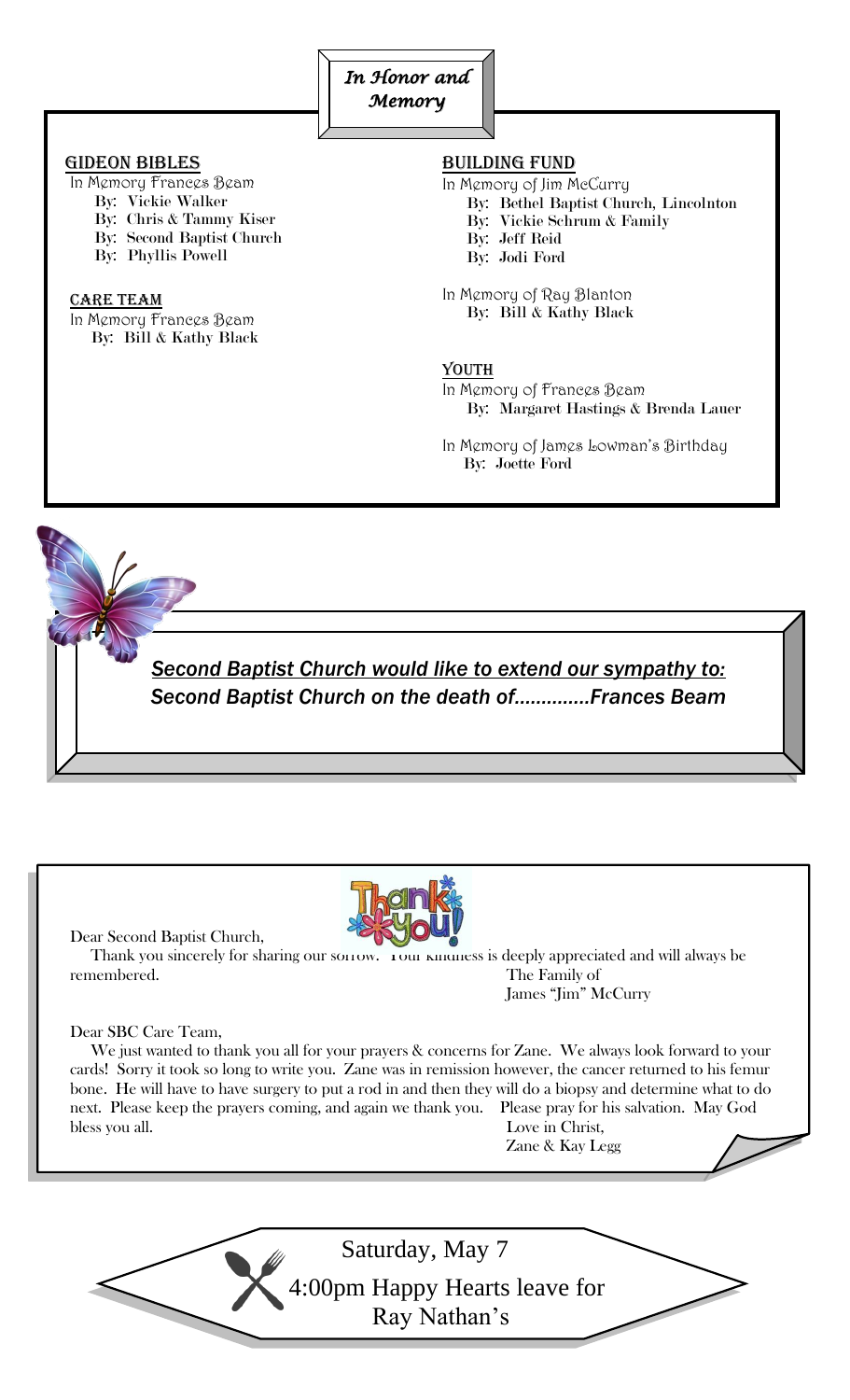# *In Honor and Memory*

### GIDEON BIBLES

In Memory Frances Beam

- By: **Vickie Walker**
- By: **Chris & Tammy Kiser**
- By: **Second Baptist Church**
- By: **Phyllis Powell**

### CARE TEAM

In Memory Frances Beam

- By: **Bill & Kathy Black**

### BUILDING FUND

In Memory of Jim McCurry

- By: **Bethel Baptist Church, Lincolnton**
- By: **Vickie Schrum & Family**
- By: **Jeff Reid**
- By: **Jodi Ford**

In Memory of Ray Blanton

- By: **Bill & Kathy Black**

### YOUTH

In Memory of Frances Beam

- By: **Margaret Hastings & Brenda Lauer**

In Memory of James Lowman's Birthday

- By: **Joette Ford**

***Second Baptist Church would like to extend our sympathy to:***

***Second Baptist Church on the death of.............Frances Beam***

Dear Second Baptist Church,

Thank you sincerely for sharing our sorrow. Your kindness is deeply appreciated and will always be remembered.

The Family of
James "Jim" McCurry

Dear SBC Care Team,

We just wanted to thank you all for your prayers & concerns for Zane. We always look forward to your cards! Sorry it took so long to write you. Zane was in remission however, the cancer returned to his femur bone. He will have to have surgery to put a rod in and then they will do a biopsy and determine what to do next. Please keep the prayers coming, and again we thank you. Please pray for his salvation. May God bless you all.

Love in Christ,
Zane & Kay Legg

Saturday, May 7

4:00pm Happy Hearts leave for Ray Nathan's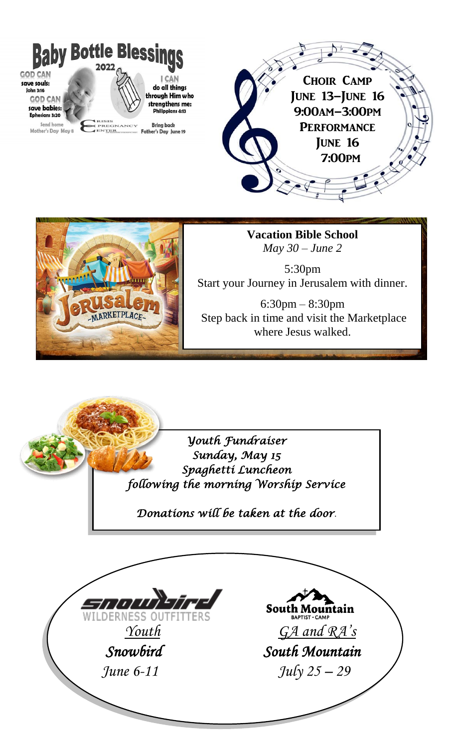## Baby Bottle Blessings

2022

**GOD CAN** save souls: John 3:16

**GOD CAN** save babies: Ephesians 3:20

**I CAN** do all things through Him who strengthens me: Philippians 4:13

Send home Mother's Day May 8

CRISIS PREGNANCY CENTER

Bring back Father's Day June 19

## Choir Camp

**June 13–June 16**

**9:00am–3:00pm**

**Performance**

**June 16**

**7:00pm**

## Vacation Bible School

*May 30 – June 2*

Jerusalem -Marketplace-

5:30pm
Start your Journey in Jerusalem with dinner.

6:30pm – 8:30pm
Step back in time and visit the Marketplace where Jesus walked.

## *Youth Fundraiser*

*Sunday, May 15*

*Spaghetti Luncheon*

*following the morning Worship Service*

*Donations will be taken at the door.*

---

**snowbird** WILDERNESS OUTFITTERS

*Youth*

***Snowbird***

*June 6-11*

**South Mountain** BAPTIST · CAMP

*GA and RA's*

***South Mountain***

*July 25 – 29*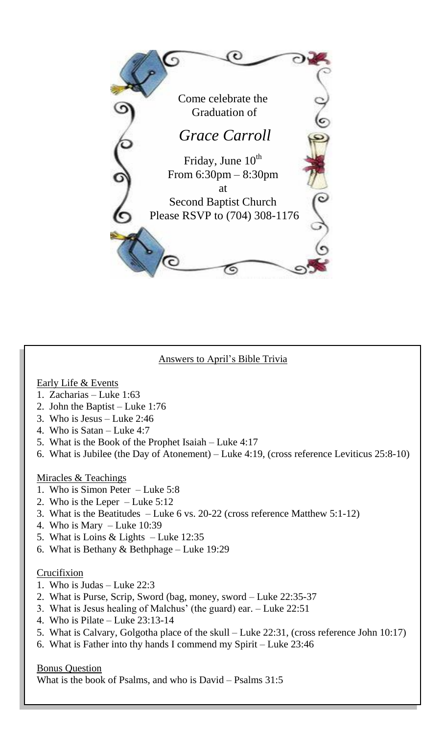Come celebrate the Graduation of

*Grace Carroll*

Friday, June 10th
From 6:30pm – 8:30pm
at
Second Baptist Church
Please RSVP to (704) 308-1176

## Answers to April's Bible Trivia

Early Life & Events

1. Zacharias – Luke 1:63
2. John the Baptist – Luke 1:76
3. Who is Jesus – Luke 2:46
4. Who is Satan – Luke 4:7
5. What is the Book of the Prophet Isaiah – Luke 4:17
6. What is Jubilee (the Day of Atonement) – Luke 4:19, (cross reference Leviticus 25:8-10)

Miracles & Teachings

1. Who is Simon Peter – Luke 5:8
2. Who is the Leper – Luke 5:12
3. What is the Beatitudes – Luke 6 vs. 20-22 (cross reference Matthew 5:1-12)
4. Who is Mary – Luke 10:39
5. What is Loins & Lights – Luke 12:35
6. What is Bethany & Bethphage – Luke 19:29

Crucifixion

1. Who is Judas – Luke 22:3
2. What is Purse, Scrip, Sword (bag, money, sword – Luke 22:35-37
3. What is Jesus healing of Malchus' (the guard) ear. – Luke 22:51
4. Who is Pilate – Luke 23:13-14
5. What is Calvary, Golgotha place of the skull – Luke 22:31, (cross reference John 10:17)
6. What is Father into thy hands I commend my Spirit – Luke 23:46

Bonus Question

What is the book of Psalms, and who is David – Psalms 31:5